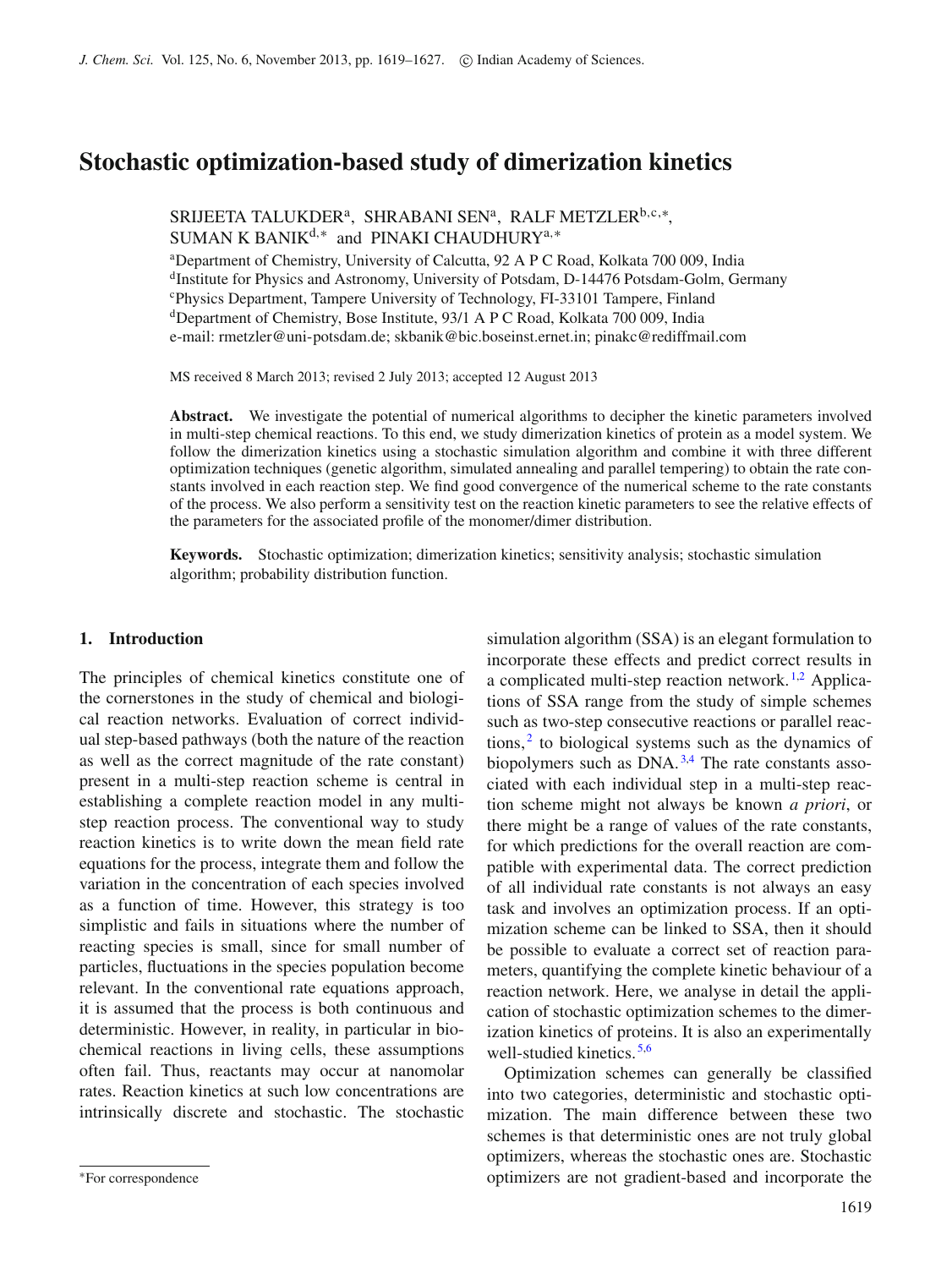# Stochastic optimization-based study of dimerization kinetics

SRIJEETA TALUKDER[a], SHRABANI SEN[a], RALF METZLER[b,c,*], SUMAN K BANIK[d,*] and PINAKI CHAUDHURY[a,*]

[a]Department of Chemistry, University of Calcutta, 92 A P C Road, Kolkata 700 009, India
[d]Institute for Physics and Astronomy, University of Potsdam, D-14476 Potsdam-Golm, Germany
[c]Physics Department, Tampere University of Technology, FI-33101 Tampere, Finland
[d]Department of Chemistry, Bose Institute, 93/1 A P C Road, Kolkata 700 009, India
e-mail: rmetzler@uni-potsdam.de; skbanik@bic.boseinst.ernet.in; pinakc@rediffmail.com

MS received 8 March 2013; revised 2 July 2013; accepted 12 August 2013

**Abstract.** We investigate the potential of numerical algorithms to decipher the kinetic parameters involved in multi-step chemical reactions. To this end, we study dimerization kinetics of protein as a model system. We follow the dimerization kinetics using a stochastic simulation algorithm and combine it with three different optimization techniques (genetic algorithm, simulated annealing and parallel tempering) to obtain the rate constants involved in each reaction step. We find good convergence of the numerical scheme to the rate constants of the process. We also perform a sensitivity test on the reaction kinetic parameters to see the relative effects of the parameters for the associated profile of the monomer/dimer distribution.

**Keywords.** Stochastic optimization; dimerization kinetics; sensitivity analysis; stochastic simulation algorithm; probability distribution function.

## 1. Introduction

The principles of chemical kinetics constitute one of the cornerstones in the study of chemical and biological reaction networks. Evaluation of correct individual step-based pathways (both the nature of the reaction as well as the correct magnitude of the rate constant) present in a multi-step reaction scheme is central in establishing a complete reaction model in any multi-step reaction process. The conventional way to study reaction kinetics is to write down the mean field rate equations for the process, integrate them and follow the variation in the concentration of each species involved as a function of time. However, this strategy is too simplistic and fails in situations where the number of reacting species is small, since for small number of particles, fluctuations in the species population become relevant. In the conventional rate equations approach, it is assumed that the process is both continuous and deterministic. However, in reality, in particular in biochemical reactions in living cells, these assumptions often fail. Thus, reactants may occur at nanomolar rates. Reaction kinetics at such low concentrations are intrinsically discrete and stochastic. The stochastic simulation algorithm (SSA) is an elegant formulation to incorporate these effects and predict correct results in a complicated multi-step reaction network.[1,2] Applications of SSA range from the study of simple schemes such as two-step consecutive reactions or parallel reactions,[2] to biological systems such as the dynamics of biopolymers such as DNA.[3,4] The rate constants associated with each individual step in a multi-step reaction scheme might not always be known *a priori*, or there might be a range of values of the rate constants, for which predictions for the overall reaction are compatible with experimental data. The correct prediction of all individual rate constants is not always an easy task and involves an optimization process. If an optimization scheme can be linked to SSA, then it should be possible to evaluate a correct set of reaction parameters, quantifying the complete kinetic behaviour of a reaction network. Here, we analyse in detail the application of stochastic optimization schemes to the dimerization kinetics of proteins. It is also an experimentally well-studied kinetics.[5,6]

Optimization schemes can generally be classified into two categories, deterministic and stochastic optimization. The main difference between these two schemes is that deterministic ones are not truly global optimizers, whereas the stochastic ones are. Stochastic optimizers are not gradient-based and incorporate the

*For correspondence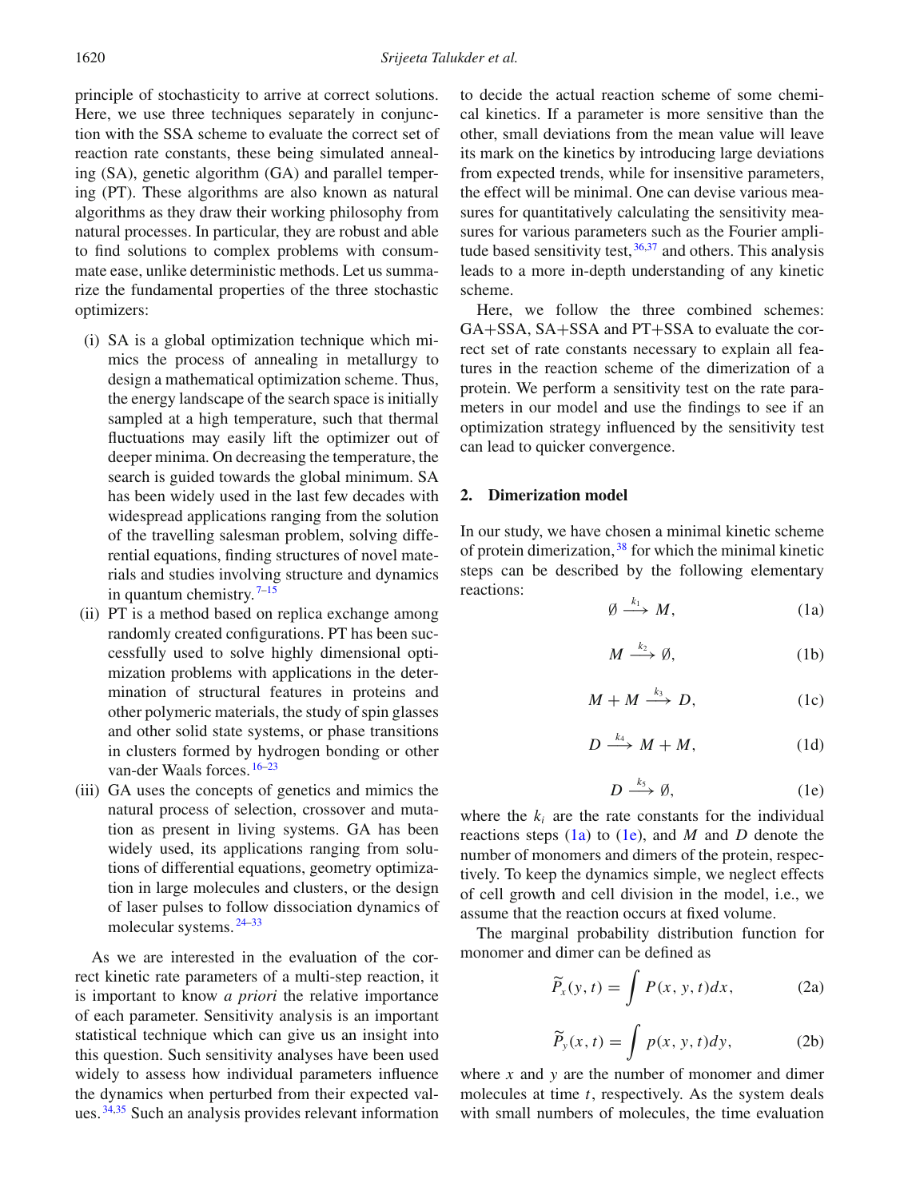principle of stochasticity to arrive at correct solutions. Here, we use three techniques separately in conjunction with the SSA scheme to evaluate the correct set of reaction rate constants, these being simulated annealing (SA), genetic algorithm (GA) and parallel tempering (PT). These algorithms are also known as natural algorithms as they draw their working philosophy from natural processes. In particular, they are robust and able to find solutions to complex problems with consummate ease, unlike deterministic methods. Let us summarize the fundamental properties of the three stochastic optimizers:

- (i) SA is a global optimization technique which mimics the process of annealing in metallurgy to design a mathematical optimization scheme. Thus, the energy landscape of the search space is initially sampled at a high temperature, such that thermal fluctuations may easily lift the optimizer out of deeper minima. On decreasing the temperature, the search is guided towards the global minimum. SA has been widely used in the last few decades with widespread applications ranging from the solution of the travelling salesman problem, solving differential equations, finding structures of novel materials and studies involving structure and dynamics in quantum chemistry.[7–15]
- (ii) PT is a method based on replica exchange among randomly created configurations. PT has been successfully used to solve highly dimensional optimization problems with applications in the determination of structural features in proteins and other polymeric materials, the study of spin glasses and other solid state systems, or phase transitions in clusters formed by hydrogen bonding or other van-der Waals forces.[16–23]
- (iii) GA uses the concepts of genetics and mimics the natural process of selection, crossover and mutation as present in living systems. GA has been widely used, its applications ranging from solutions of differential equations, geometry optimization in large molecules and clusters, or the design of laser pulses to follow dissociation dynamics of molecular systems.[24–33]

As we are interested in the evaluation of the correct kinetic rate parameters of a multi-step reaction, it is important to know *a priori* the relative importance of each parameter. Sensitivity analysis is an important statistical technique which can give us an insight into this question. Such sensitivity analyses have been used widely to assess how individual parameters influence the dynamics when perturbed from their expected values.[34,35] Such an analysis provides relevant information to decide the actual reaction scheme of some chemical kinetics. If a parameter is more sensitive than the other, small deviations from the mean value will leave its mark on the kinetics by introducing large deviations from expected trends, while for insensitive parameters, the effect will be minimal. One can devise various measures for quantitatively calculating the sensitivity measures for various parameters such as the Fourier amplitude based sensitivity test,[36,37] and others. This analysis leads to a more in-depth understanding of any kinetic scheme.

Here, we follow the three combined schemes: GA+SSA, SA+SSA and PT+SSA to evaluate the correct set of rate constants necessary to explain all features in the reaction scheme of the dimerization of a protein. We perform a sensitivity test on the rate parameters in our model and use the findings to see if an optimization strategy influenced by the sensitivity test can lead to quicker convergence.

## 2. Dimerization model

In our study, we have chosen a minimal kinetic scheme of protein dimerization,[38] for which the minimal kinetic steps can be described by the following elementary reactions:

$$\emptyset \xrightarrow{k_1} M, \tag{1a}$$

$$M \xrightarrow{k_2} \emptyset, \tag{1b}$$

$$M + M \xrightarrow{k_3} D, \tag{1c}$$

$$D \xrightarrow{k_4} M + M, \tag{1d}$$

$$D \xrightarrow{k_5} \emptyset, \tag{1e}$$

where the $k_i$ are the rate constants for the individual reactions steps (1a) to (1e), and $M$ and $D$ denote the number of monomers and dimers of the protein, respectively. To keep the dynamics simple, we neglect effects of cell growth and cell division in the model, i.e., we assume that the reaction occurs at fixed volume.

The marginal probability distribution function for monomer and dimer can be defined as

$$\widetilde{P}_x(y,t) = \int P(x,y,t)dx, \tag{2a}$$

$$\widetilde{P}_y(x,t) = \int p(x,y,t)dy, \tag{2b}$$

where $x$ and $y$ are the number of monomer and dimer molecules at time $t$, respectively. As the system deals with small numbers of molecules, the time evaluation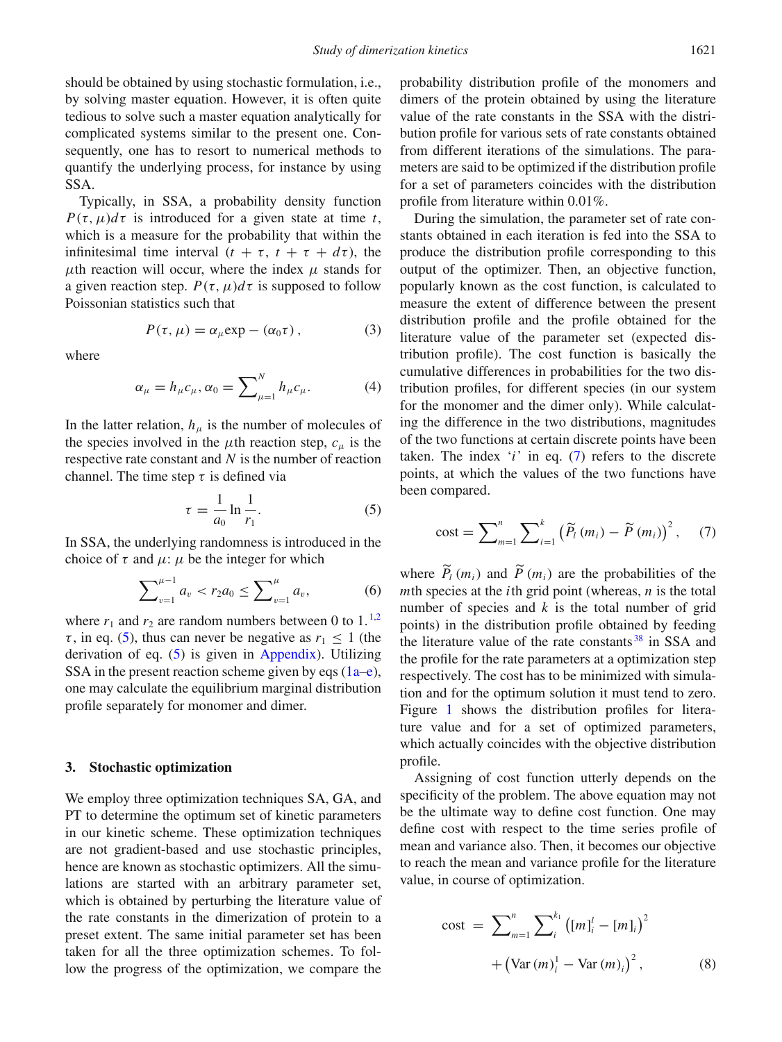should be obtained by using stochastic formulation, i.e., by solving master equation. However, it is often quite tedious to solve such a master equation analytically for complicated systems similar to the present one. Consequently, one has to resort to numerical methods to quantify the underlying process, for instance by using SSA.

Typically, in SSA, a probability density function $P(\tau, \mu)d\tau$ is introduced for a given state at time $t$, which is a measure for the probability that within the infinitesimal time interval $(t + \tau,\, t + \tau + d\tau)$, the $\mu$th reaction will occur, where the index $\mu$ stands for a given reaction step. $P(\tau, \mu)d\tau$ is supposed to follow Poissonian statistics such that

$$P(\tau, \mu) = \alpha_\mu \exp - (\alpha_0 \tau)\,, \tag{3}$$

where

$$\alpha_\mu = h_\mu c_\mu, \alpha_0 = \sum\nolimits_{\mu=1}^{N} h_\mu c_\mu. \tag{4}$$

In the latter relation, $h_\mu$ is the number of molecules of the species involved in the $\mu$th reaction step, $c_\mu$ is the respective rate constant and $N$ is the number of reaction channel. The time step $\tau$ is defined via

$$\tau = \frac{1}{a_0} \ln \frac{1}{r_1}. \tag{5}$$

In SSA, the underlying randomness is introduced in the choice of $\tau$ and $\mu$: $\mu$ be the integer for which

$$\sum\nolimits_{v=1}^{\mu-1} a_v < r_2 a_0 \leq \sum\nolimits_{v=1}^{\mu} a_v, \tag{6}$$

where $r_1$ and $r_2$ are random numbers between 0 to 1.[1,2] $\tau$, in eq. (5), thus can never be negative as $r_1 \leq 1$ (the derivation of eq. (5) is given in Appendix). Utilizing SSA in the present reaction scheme given by eqs (1a–e), one may calculate the equilibrium marginal distribution profile separately for monomer and dimer.

## 3. Stochastic optimization

We employ three optimization techniques SA, GA, and PT to determine the optimum set of kinetic parameters in our kinetic scheme. These optimization techniques are not gradient-based and use stochastic principles, hence are known as stochastic optimizers. All the simulations are started with an arbitrary parameter set, which is obtained by perturbing the literature value of the rate constants in the dimerization of protein to a preset extent. The same initial parameter set has been taken for all the three optimization schemes. To follow the progress of the optimization, we compare the probability distribution profile of the monomers and dimers of the protein obtained by using the literature value of the rate constants in the SSA with the distribution profile for various sets of rate constants obtained from different iterations of the simulations. The parameters are said to be optimized if the distribution profile for a set of parameters coincides with the distribution profile from literature within 0.01%.

During the simulation, the parameter set of rate constants obtained in each iteration is fed into the SSA to produce the distribution profile corresponding to this output of the optimizer. Then, an objective function, popularly known as the cost function, is calculated to measure the extent of difference between the present distribution profile and the profile obtained for the literature value of the parameter set (expected distribution profile). The cost function is basically the cumulative differences in probabilities for the two distribution profiles, for different species (in our system for the monomer and the dimer only). While calculating the difference in the two distributions, magnitudes of the two functions at certain discrete points have been taken. The index '$i$' in eq. (7) refers to the discrete points, at which the values of the two functions have been compared.

$$\text{cost} = \sum\nolimits_{m=1}^{n} \sum\nolimits_{i=1}^{k} \left(\widetilde{P}_l\,(m_i) - \widetilde{P}\,(m_i)\right)^2, \tag{7}$$

where $\widetilde{P}_l\,(m_i)$ and $\widetilde{P}\,(m_i)$ are the probabilities of the $m$th species at the $i$th grid point (whereas, $n$ is the total number of species and $k$ is the total number of grid points) in the distribution profile obtained by feeding the literature value of the rate constants[38] in SSA and the profile for the rate parameters at a optimization step respectively. The cost has to be minimized with simulation and for the optimum solution it must tend to zero. Figure 1 shows the distribution profiles for literature value and for a set of optimized parameters, which actually coincides with the objective distribution profile.

Assigning of cost function utterly depends on the specificity of the problem. The above equation may not be the ultimate way to define cost function. One may define cost with respect to the time series profile of mean and variance also. Then, it becomes our objective to reach the mean and variance profile for the literature value, in course of optimization.

$$\begin{aligned} \text{cost} \;=\; & \sum\nolimits_{m=1}^{n} \sum\nolimits_{i}^{k_1} \left([m]_i^l - [m]_i\right)^2 \\ & + \left(\text{Var}\,(m)_i^1 - \text{Var}\,(m)_i\right)^2, \end{aligned} \tag{8}$$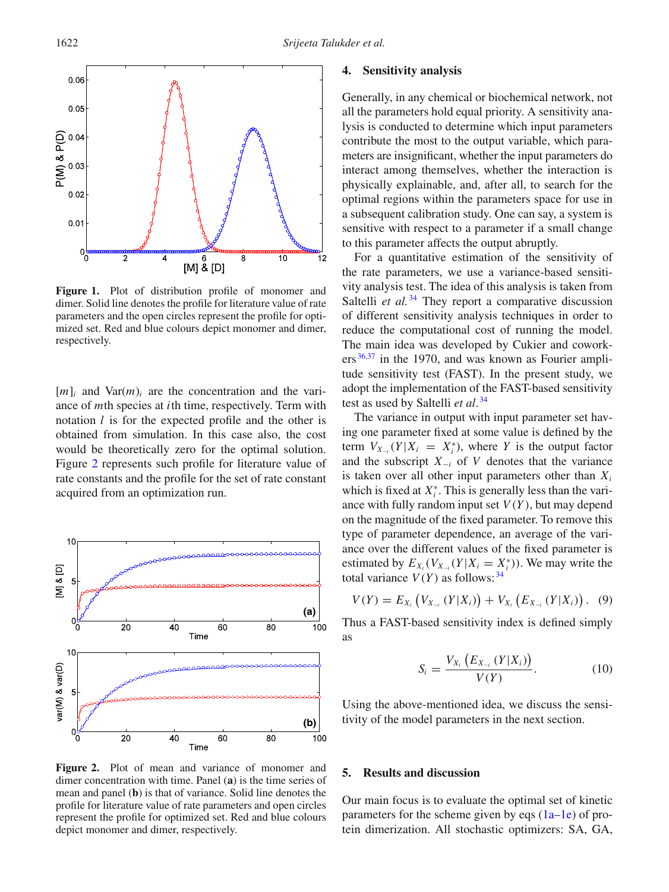**Figure 1.** Plot of distribution profile of monomer and dimer. Solid line denotes the profile for literature value of rate parameters and the open circles represent the profile for optimized set. Red and blue colours depict monomer and dimer, respectively.

$[m]_i$ and $\text{Var}(m)_i$ are the concentration and the variance of $m$th species at $i$th time, respectively. Term with notation $l$ is for the expected profile and the other is obtained from simulation. In this case also, the cost would be theoretically zero for the optimal solution. Figure 2 represents such profile for literature value of rate constants and the profile for the set of rate constant acquired from an optimization run.

**Figure 2.** Plot of mean and variance of monomer and dimer concentration with time. Panel (**a**) is the time series of mean and panel (**b**) is that of variance. Solid line denotes the profile for literature value of rate parameters and open circles represent the profile for optimized set. Red and blue colours depict monomer and dimer, respectively.

## 4. Sensitivity analysis

Generally, in any chemical or biochemical network, not all the parameters hold equal priority. A sensitivity analysis is conducted to determine which input parameters contribute the most to the output variable, which parameters are insignificant, whether the input parameters do interact among themselves, whether the interaction is physically explainable, and, after all, to search for the optimal regions within the parameters space for use in a subsequent calibration study. One can say, a system is sensitive with respect to a parameter if a small change to this parameter affects the output abruptly.

For a quantitative estimation of the sensitivity of the rate parameters, we use a variance-based sensitivity analysis test. The idea of this analysis is taken from Saltelli *et al.*[34] They report a comparative discussion of different sensitivity analysis techniques in order to reduce the computational cost of running the model. The main idea was developed by Cukier and coworkers[36,37] in the 1970, and was known as Fourier amplitude sensitivity test (FAST). In the present study, we adopt the implementation of the FAST-based sensitivity test as used by Saltelli *et al.*[34]

The variance in output with input parameter set having one parameter fixed at some value is defined by the term $V_{X_{-i}}(Y|X_i = X_i^*)$, where $Y$ is the output factor and the subscript $X_{-i}$ of $V$ denotes that the variance is taken over all other input parameters other than $X_i$ which is fixed at $X_i^*$. This is generally less than the variance with fully random input set $V(Y)$, but may depend on the magnitude of the fixed parameter. To remove this type of parameter dependence, an average of the variance over the different values of the fixed parameter is estimated by $E_{X_i}(V_{X_{-i}}(Y|X_i = X_i^*))$. We may write the total variance $V(Y)$ as follows:[34]

$$V(Y) = E_{X_i}\left(V_{X_{-i}}(Y|X_i)\right) + V_{X_i}\left(E_{X_{-i}}(Y|X_i)\right). \quad (9)$$

Thus a FAST-based sensitivity index is defined simply as

$$S_i = \frac{V_{X_i}\left(E_{X_{-i}}(Y|X_i)\right)}{V(Y)}. \quad (10)$$

Using the above-mentioned idea, we discuss the sensitivity of the model parameters in the next section.

## 5. Results and discussion

Our main focus is to evaluate the optimal set of kinetic parameters for the scheme given by eqs (1a–1e) of protein dimerization. All stochastic optimizers: SA, GA,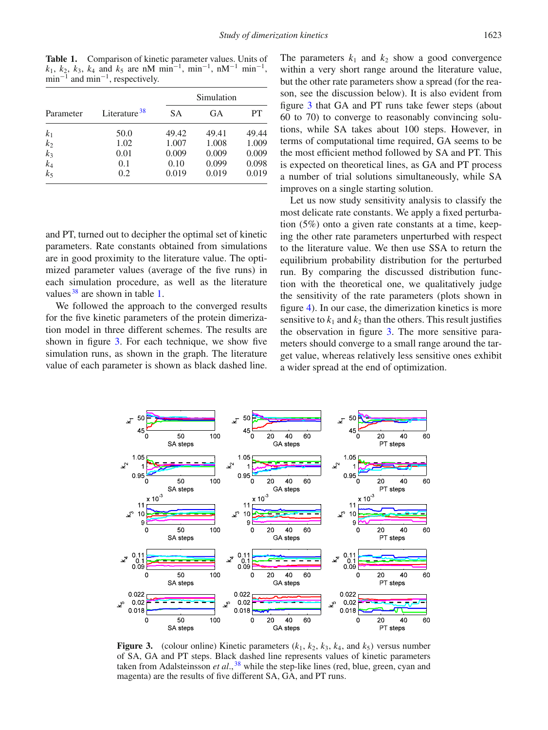**Table 1.** Comparison of kinetic parameter values. Units of $k_1$, $k_2$, $k_3$, $k_4$ and $k_5$ are nM min$^{-1}$, min$^{-1}$, nM$^{-1}$ min$^{-1}$, min$^{-1}$ and min$^{-1}$, respectively.

| Parameter | Literature [38] | Simulation | | |
|---|---|---|---|---|
| | | SA | GA | PT |
| $k_1$ | 50.0 | 49.42 | 49.41 | 49.44 |
| $k_2$ | 1.02 | 1.007 | 1.008 | 1.009 |
| $k_3$ | 0.01 | 0.009 | 0.009 | 0.009 |
| $k_4$ | 0.1 | 0.10 | 0.099 | 0.098 |
| $k_5$ | 0.2 | 0.019 | 0.019 | 0.019 |

and PT, turned out to decipher the optimal set of kinetic parameters. Rate constants obtained from simulations are in good proximity to the literature value. The optimized parameter values (average of the five runs) in each simulation procedure, as well as the literature values[38] are shown in table 1.

We followed the approach to the converged results for the five kinetic parameters of the protein dimerization model in three different schemes. The results are shown in figure 3. For each technique, we show five simulation runs, as shown in the graph. The literature value of each parameter is shown as black dashed line. The parameters $k_1$ and $k_2$ show a good convergence within a very short range around the literature value, but the other rate parameters show a spread (for the reason, see the discussion below). It is also evident from figure 3 that GA and PT runs take fewer steps (about 60 to 70) to converge to reasonably convincing solutions, while SA takes about 100 steps. However, in terms of computational time required, GA seems to be the most efficient method followed by SA and PT. This is expected on theoretical lines, as GA and PT process a number of trial solutions simultaneously, while SA improves on a single starting solution.

Let us now study sensitivity analysis to classify the most delicate rate constants. We apply a fixed perturbation (5%) onto a given rate constants at a time, keeping the other rate parameters unperturbed with respect to the literature value. We then use SSA to return the equilibrium probability distribution for the perturbed run. By comparing the discussed distribution function with the theoretical one, we qualitatively judge the sensitivity of the rate parameters (plots shown in figure 4). In our case, the dimerization kinetics is more sensitive to $k_1$ and $k_2$ than the others. This result justifies the observation in figure 3. The more sensitive parameters should converge to a small range around the target value, whereas relatively less sensitive ones exhibit a wider spread at the end of optimization.

**Figure 3.** (colour online) Kinetic parameters ($k_1$, $k_2$, $k_3$, $k_4$, and $k_5$) versus number of SA, GA and PT steps. Black dashed line represents values of kinetic parameters taken from Adalsteinsson *et al.*,[38] while the step-like lines (red, blue, green, cyan and magenta) are the results of five different SA, GA, and PT runs.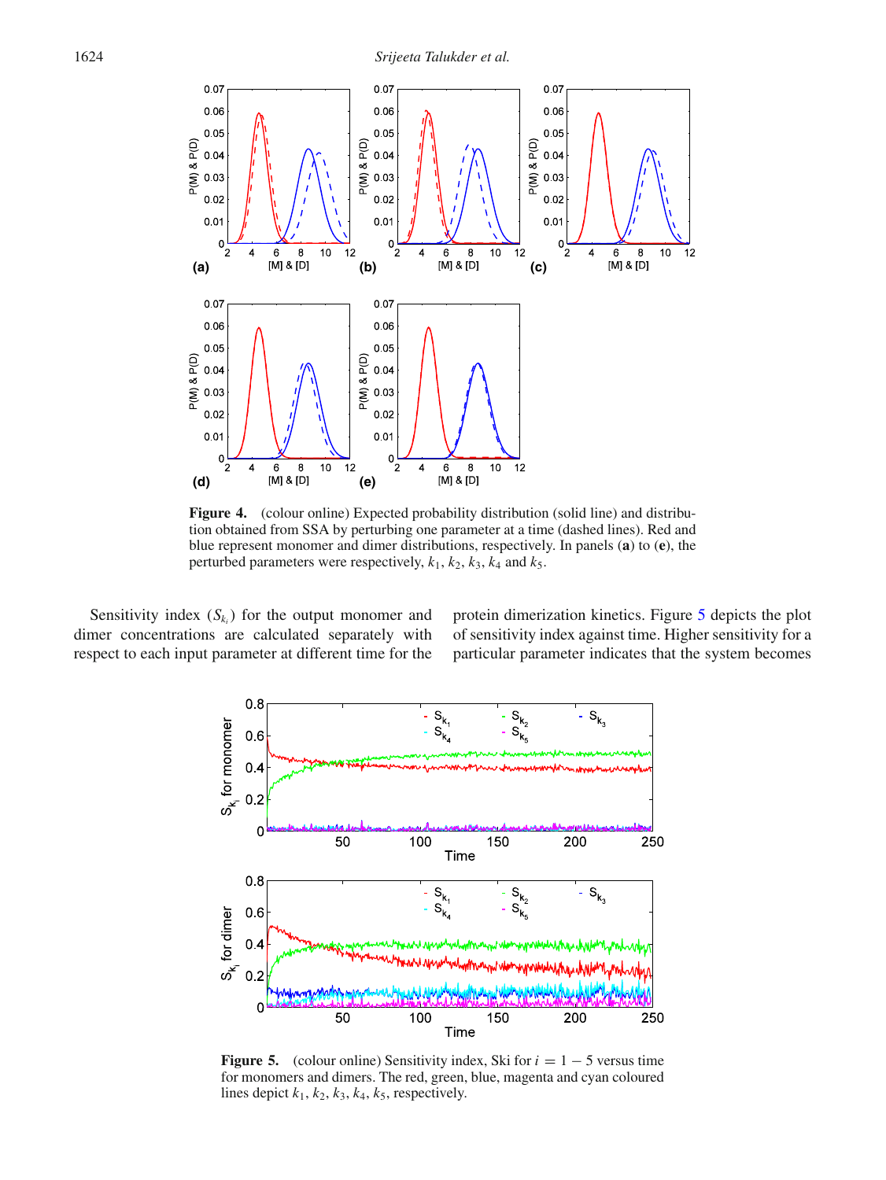**Figure 4.** (colour online) Expected probability distribution (solid line) and distribution obtained from SSA by perturbing one parameter at a time (dashed lines). Red and blue represent monomer and dimer distributions, respectively. In panels (**a**) to (**e**), the perturbed parameters were respectively, $k_1$, $k_2$, $k_3$, $k_4$ and $k_5$.

Sensitivity index ($S_{k_i}$) for the output monomer and dimer concentrations are calculated separately with respect to each input parameter at different time for the protein dimerization kinetics. Figure 5 depicts the plot of sensitivity index against time. Higher sensitivity for a particular parameter indicates that the system becomes

**Figure 5.** (colour online) Sensitivity index, Ski for $i = 1 - 5$ versus time for monomers and dimers. The red, green, blue, magenta and cyan coloured lines depict $k_1$, $k_2$, $k_3$, $k_4$, $k_5$, respectively.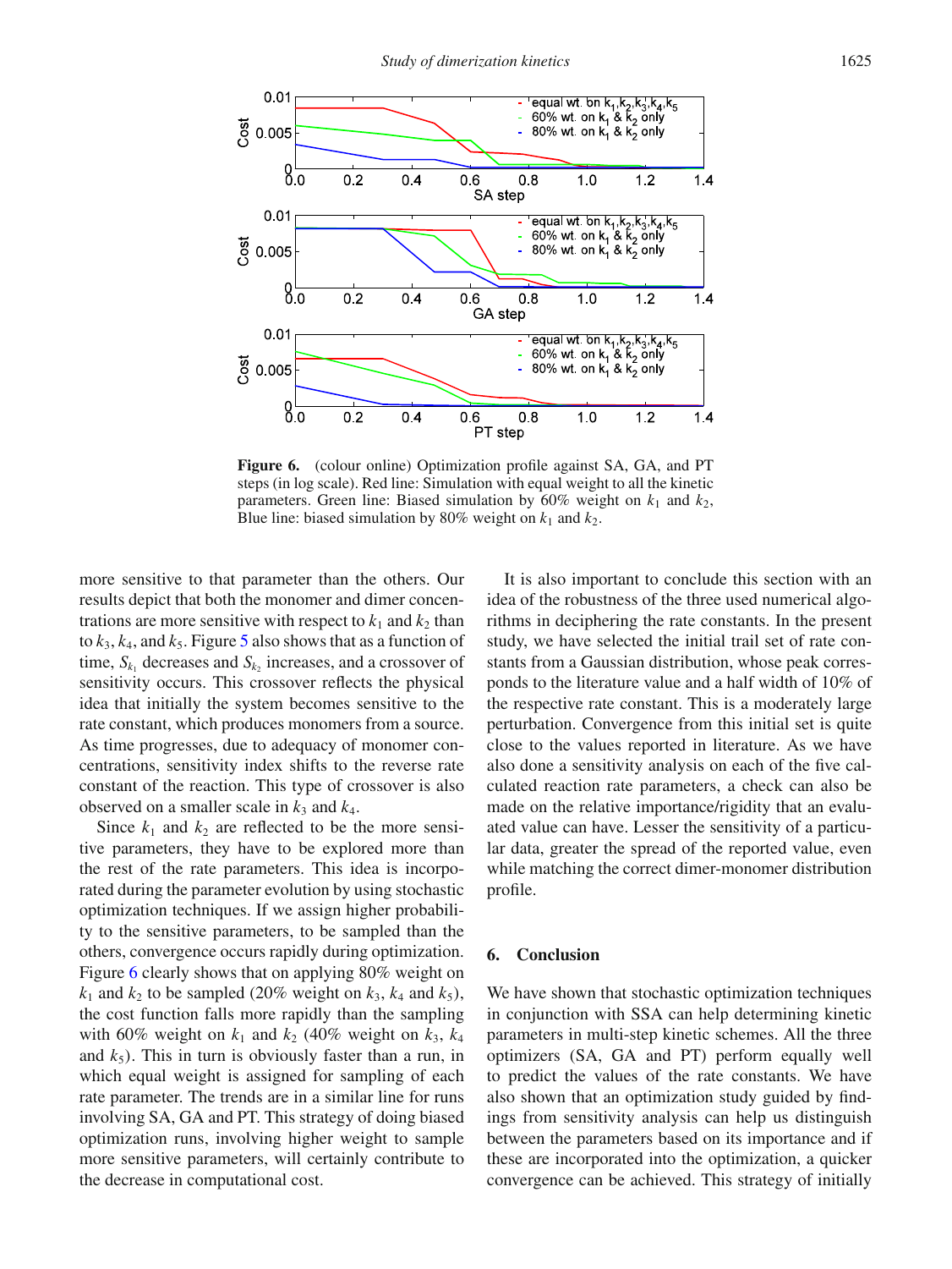**Figure 6.** (colour online) Optimization profile against SA, GA, and PT steps (in log scale). Red line: Simulation with equal weight to all the kinetic parameters. Green line: Biased simulation by 60% weight on $k_1$ and $k_2$, Blue line: biased simulation by 80% weight on $k_1$ and $k_2$.

more sensitive to that parameter than the others. Our results depict that both the monomer and dimer concentrations are more sensitive with respect to $k_1$ and $k_2$ than to $k_3$, $k_4$, and $k_5$. Figure 5 also shows that as a function of time, $S_{k_1}$ decreases and $S_{k_2}$ increases, and a crossover of sensitivity occurs. This crossover reflects the physical idea that initially the system becomes sensitive to the rate constant, which produces monomers from a source. As time progresses, due to adequacy of monomer concentrations, sensitivity index shifts to the reverse rate constant of the reaction. This type of crossover is also observed on a smaller scale in $k_3$ and $k_4$.

Since $k_1$ and $k_2$ are reflected to be the more sensitive parameters, they have to be explored more than the rest of the rate parameters. This idea is incorporated during the parameter evolution by using stochastic optimization techniques. If we assign higher probability to the sensitive parameters, to be sampled than the others, convergence occurs rapidly during optimization. Figure 6 clearly shows that on applying 80% weight on $k_1$ and $k_2$ to be sampled (20% weight on $k_3$, $k_4$ and $k_5$), the cost function falls more rapidly than the sampling with 60% weight on $k_1$ and $k_2$ (40% weight on $k_3$, $k_4$ and $k_5$). This in turn is obviously faster than a run, in which equal weight is assigned for sampling of each rate parameter. The trends are in a similar line for runs involving SA, GA and PT. This strategy of doing biased optimization runs, involving higher weight to sample more sensitive parameters, will certainly contribute to the decrease in computational cost.

It is also important to conclude this section with an idea of the robustness of the three used numerical algorithms in deciphering the rate constants. In the present study, we have selected the initial trail set of rate constants from a Gaussian distribution, whose peak corresponds to the literature value and a half width of 10% of the respective rate constant. This is a moderately large perturbation. Convergence from this initial set is quite close to the values reported in literature. As we have also done a sensitivity analysis on each of the five calculated reaction rate parameters, a check can also be made on the relative importance/rigidity that an evaluated value can have. Lesser the sensitivity of a particular data, greater the spread of the reported value, even while matching the correct dimer-monomer distribution profile.

## 6. Conclusion

We have shown that stochastic optimization techniques in conjunction with SSA can help determining kinetic parameters in multi-step kinetic schemes. All the three optimizers (SA, GA and PT) perform equally well to predict the values of the rate constants. We have also shown that an optimization study guided by findings from sensitivity analysis can help us distinguish between the parameters based on its importance and if these are incorporated into the optimization, a quicker convergence can be achieved. This strategy of initially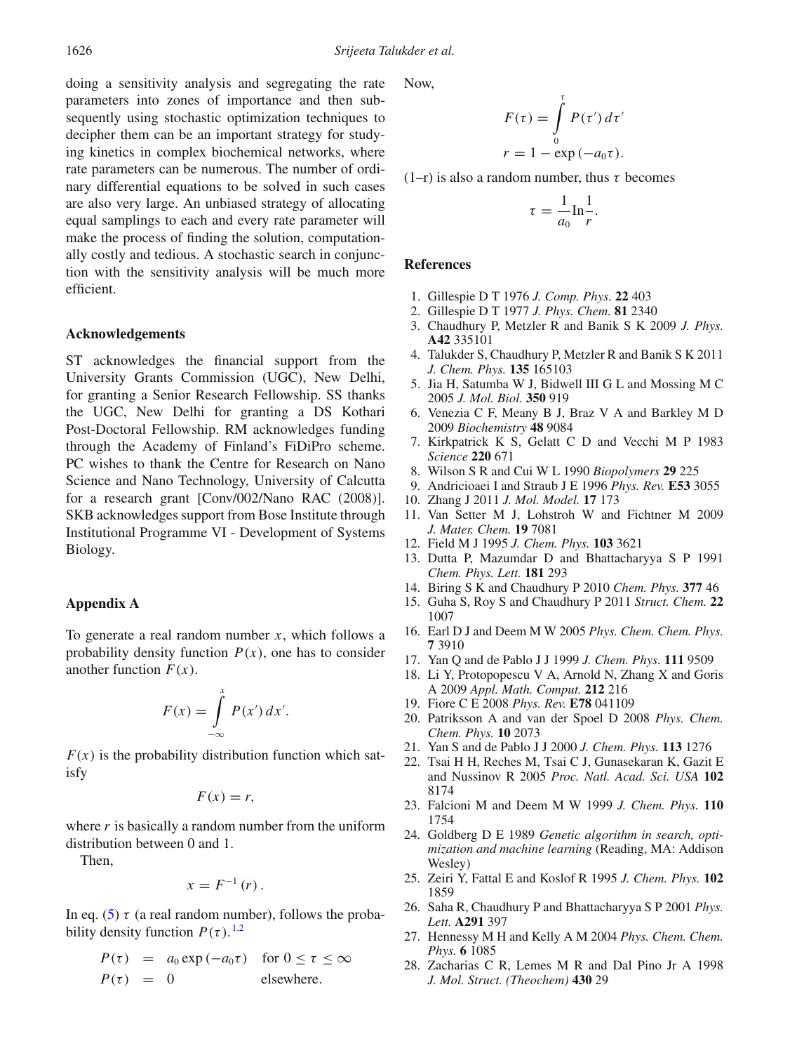doing a sensitivity analysis and segregating the rate parameters into zones of importance and then subsequently using stochastic optimization techniques to decipher them can be an important strategy for studying kinetics in complex biochemical networks, where rate parameters can be numerous. The number of ordinary differential equations to be solved in such cases are also very large. An unbiased strategy of allocating equal samplings to each and every rate parameter will make the process of finding the solution, computationally costly and tedious. A stochastic search in conjunction with the sensitivity analysis will be much more efficient.

## Acknowledgements

ST acknowledges the financial support from the University Grants Commission (UGC), New Delhi, for granting a Senior Research Fellowship. SS thanks the UGC, New Delhi for granting a DS Kothari Post-Doctoral Fellowship. RM acknowledges funding through the Academy of Finland's FiDiPro scheme. PC wishes to thank the Centre for Research on Nano Science and Nano Technology, University of Calcutta for a research grant [Conv/002/Nano RAC (2008)]. SKB acknowledges support from Bose Institute through Institutional Programme VI - Development of Systems Biology.

## Appendix A

To generate a real random number $x$, which follows a probability density function $P(x)$, one has to consider another function $F(x)$.

$$F(x) = \int_{-\infty}^{x} P(x')\,dx'.$$

$F(x)$ is the probability distribution function which satisfy

$$F(x) = r,$$

where $r$ is basically a random number from the uniform distribution between 0 and 1.

Then,

$$x = F^{-1}(r).$$

In eq. (5) $\tau$ (a real random number), follows the probability density function $P(\tau)$.[1,2]

$$\begin{aligned} P(\tau) &= a_0 \exp(-a_0\tau) \quad \text{for } 0 \le \tau \le \infty \\ P(\tau) &= 0 \quad \text{elsewhere.} \end{aligned}$$

Now,

$$F(\tau) = \int_{0}^{\tau} P(\tau')\,d\tau'$$

$$r = 1 - \exp(-a_0\tau).$$

(1–r) is also a random number, thus $\tau$ becomes

$$\tau = \frac{1}{a_0}\text{In}\frac{1}{r}.$$

## References

1. Gillespie D T 1976 *J. Comp. Phys.* **22** 403
2. Gillespie D T 1977 *J. Phys. Chem.* **81** 2340
3. Chaudhury P, Metzler R and Banik S K 2009 *J. Phys.* **A42** 335101
4. Talukder S, Chaudhury P, Metzler R and Banik S K 2011 *J. Chem. Phys.* **135** 165103
5. Jia H, Satumba W J, Bidwell III G L and Mossing M C 2005 *J. Mol. Biol.* **350** 919
6. Venezia C F, Meany B J, Braz V A and Barkley M D 2009 *Biochemistry* **48** 9084
7. Kirkpatrick K S, Gelatt C D and Vecchi M P 1983 *Science* **220** 671
8. Wilson S R and Cui W L 1990 *Biopolymers* **29** 225
9. Andricioaei I and Straub J E 1996 *Phys. Rev.* **E53** 3055
10. Zhang J 2011 *J. Mol. Model.* **17** 173
11. Van Setter M J, Lohstroh W and Fichtner M 2009 *J. Mater. Chem.* **19** 7081
12. Field M J 1995 *J. Chem. Phys.* **103** 3621
13. Dutta P, Mazumdar D and Bhattacharyya S P 1991 *Chem. Phys. Lett.* **181** 293
14. Biring S K and Chaudhury P 2010 *Chem. Phys.* **377** 46
15. Guha S, Roy S and Chaudhury P 2011 *Struct. Chem.* **22** 1007
16. Earl D J and Deem M W 2005 *Phys. Chem. Chem. Phys.* **7** 3910
17. Yan Q and de Pablo J J 1999 *J. Chem. Phys.* **111** 9509
18. Li Y, Protopopescu V A, Arnold N, Zhang X and Goris A 2009 *Appl. Math. Comput.* **212** 216
19. Fiore C E 2008 *Phys. Rev.* **E78** 041109
20. Patriksson A and van der Spoel D 2008 *Phys. Chem. Chem. Phys.* **10** 2073
21. Yan S and de Pablo J J 2000 *J. Chem. Phys.* **113** 1276
22. Tsai H H, Reches M, Tsai C J, Gunasekaran K, Gazit E and Nussinov R 2005 *Proc. Natl. Acad. Sci. USA* **102** 8174
23. Falcioni M and Deem M W 1999 *J. Chem. Phys.* **110** 1754
24. Goldberg D E 1989 *Genetic algorithm in search, optimization and machine learning* (Reading, MA: Addison Wesley)
25. Zeiri Y, Fattal E and Koslof R 1995 *J. Chem. Phys.* **102** 1859
26. Saha R, Chaudhury P and Bhattacharyya S P 2001 *Phys. Lett.* **A291** 397
27. Hennessy M H and Kelly A M 2004 *Phys. Chem. Chem. Phys.* **6** 1085
28. Zacharias C R, Lemes M R and Dal Pino Jr A 1998 *J. Mol. Struct. (Theochem)* **430** 29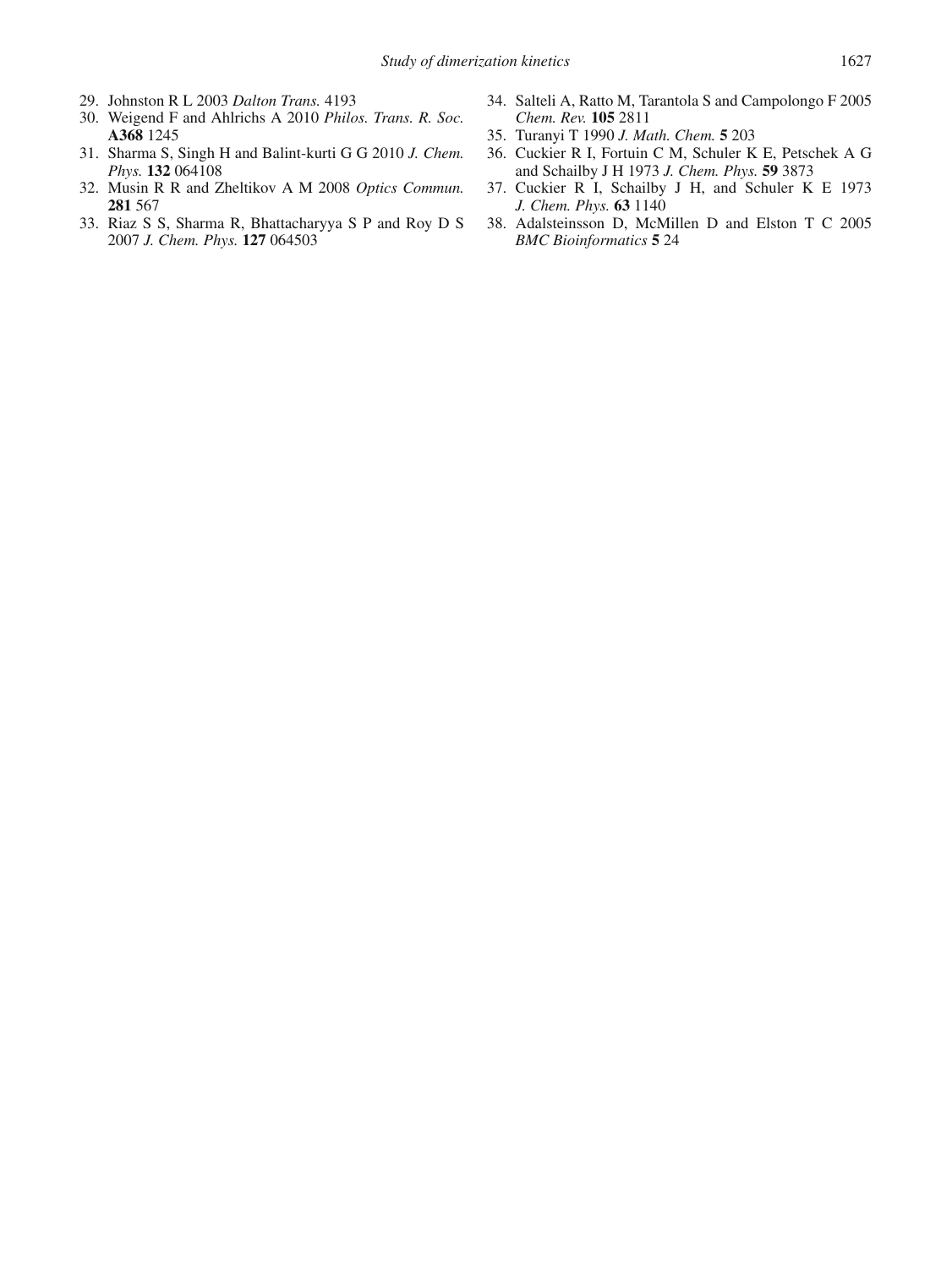29. Johnston R L 2003 *Dalton Trans.* 4193
30. Weigend F and Ahlrichs A 2010 *Philos. Trans. R. Soc.* **A368** 1245
31. Sharma S, Singh H and Balint-kurti G G 2010 *J. Chem. Phys.* **132** 064108
32. Musin R R and Zheltikov A M 2008 *Optics Commun.* **281** 567
33. Riaz S S, Sharma R, Bhattacharyya S P and Roy D S 2007 *J. Chem. Phys.* **127** 064503
34. Salteli A, Ratto M, Tarantola S and Campolongo F 2005 *Chem. Rev.* **105** 2811
35. Turanyi T 1990 *J. Math. Chem.* **5** 203
36. Cuckier R I, Fortuin C M, Schuler K E, Petschek A G and Schailby J H 1973 *J. Chem. Phys.* **59** 3873
37. Cuckier R I, Schailby J H, and Schuler K E 1973 *J. Chem. Phys.* **63** 1140
38. Adalsteinsson D, McMillen D and Elston T C 2005 *BMC Bioinformatics* **5** 24